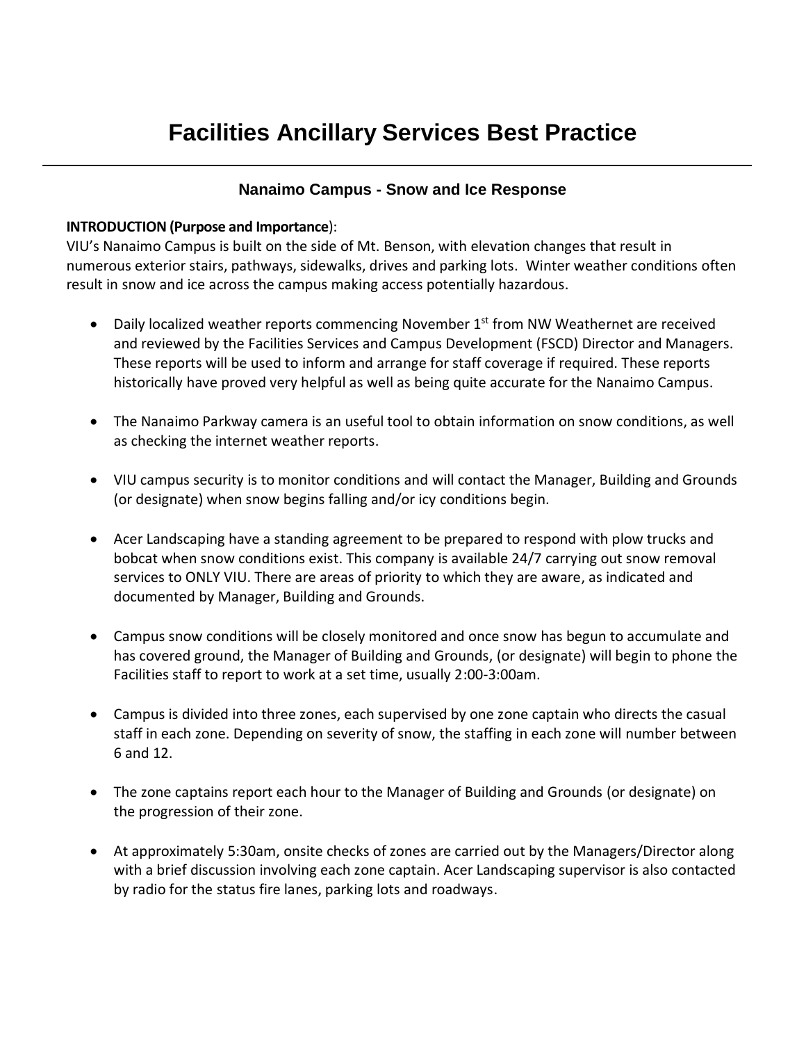# Facilities Ancillary Services Best Practice

---

### Nanaimo Campus - Snow and Ice Response

**INTRODUCTION (Purpose and Importance)**:
VIU's Nanaimo Campus is built on the side of Mt. Benson, with elevation changes that result in numerous exterior stairs, pathways, sidewalks, drives and parking lots. Winter weather conditions often result in snow and ice across the campus making access potentially hazardous.

- Daily localized weather reports commencing November 1st from NW Weathernet are received and reviewed by the Facilities Services and Campus Development (FSCD) Director and Managers. These reports will be used to inform and arrange for staff coverage if required. These reports historically have proved very helpful as well as being quite accurate for the Nanaimo Campus.

- The Nanaimo Parkway camera is an useful tool to obtain information on snow conditions, as well as checking the internet weather reports.

- VIU campus security is to monitor conditions and will contact the Manager, Building and Grounds (or designate) when snow begins falling and/or icy conditions begin.

- Acer Landscaping have a standing agreement to be prepared to respond with plow trucks and bobcat when snow conditions exist. This company is available 24/7 carrying out snow removal services to ONLY VIU. There are areas of priority to which they are aware, as indicated and documented by Manager, Building and Grounds.

- Campus snow conditions will be closely monitored and once snow has begun to accumulate and has covered ground, the Manager of Building and Grounds, (or designate) will begin to phone the Facilities staff to report to work at a set time, usually 2:00-3:00am.

- Campus is divided into three zones, each supervised by one zone captain who directs the casual staff in each zone. Depending on severity of snow, the staffing in each zone will number between 6 and 12.

- The zone captains report each hour to the Manager of Building and Grounds (or designate) on the progression of their zone.

- At approximately 5:30am, onsite checks of zones are carried out by the Managers/Director along with a brief discussion involving each zone captain. Acer Landscaping supervisor is also contacted by radio for the status fire lanes, parking lots and roadways.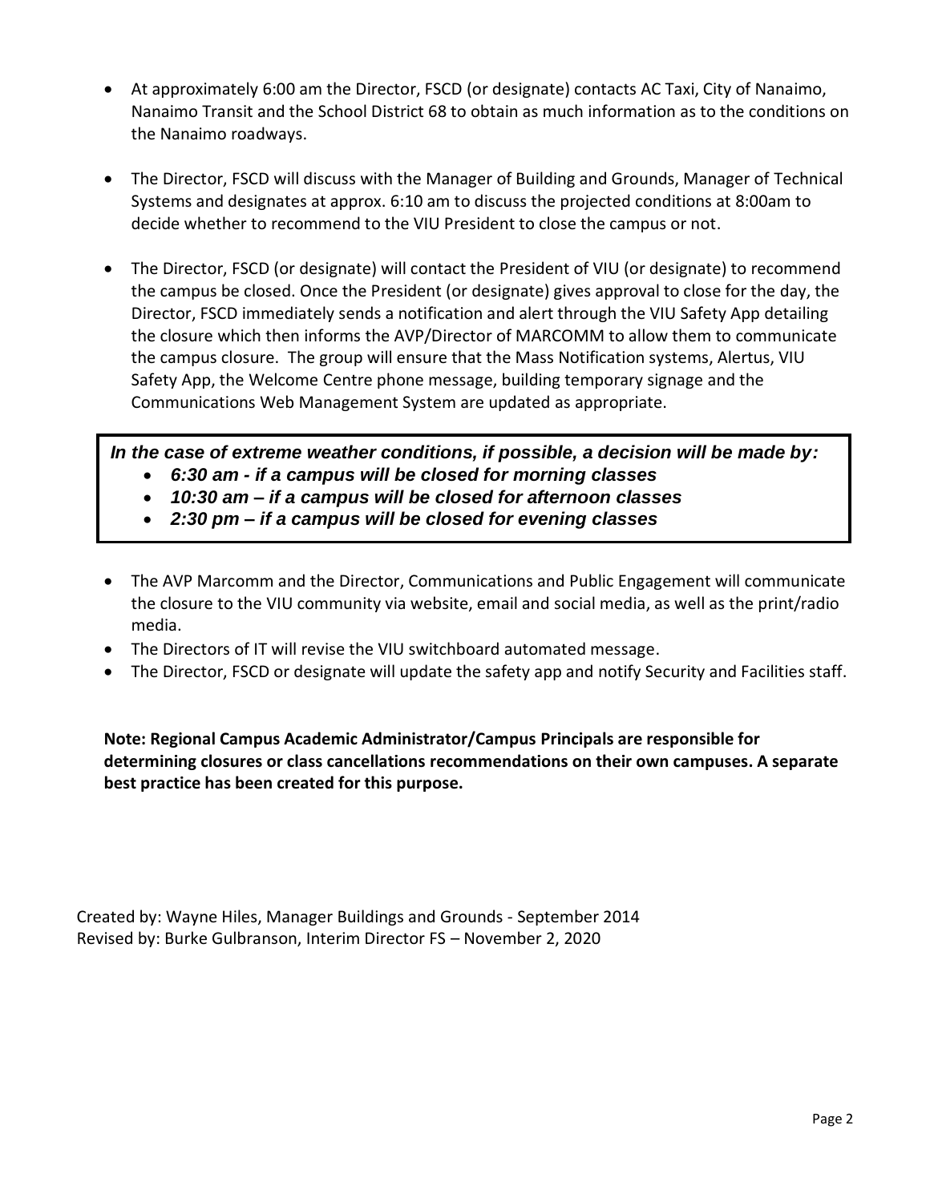- At approximately 6:00 am the Director, FSCD (or designate) contacts AC Taxi, City of Nanaimo, Nanaimo Transit and the School District 68 to obtain as much information as to the conditions on the Nanaimo roadways.
- The Director, FSCD will discuss with the Manager of Building and Grounds, Manager of Technical Systems and designates at approx. 6:10 am to discuss the projected conditions at 8:00am to decide whether to recommend to the VIU President to close the campus or not.
- The Director, FSCD (or designate) will contact the President of VIU (or designate) to recommend the campus be closed. Once the President (or designate) gives approval to close for the day, the Director, FSCD immediately sends a notification and alert through the VIU Safety App detailing the closure which then informs the AVP/Director of MARCOMM to allow them to communicate the campus closure. The group will ensure that the Mass Notification systems, Alertus, VIU Safety App, the Welcome Centre phone message, building temporary signage and the Communications Web Management System are updated as appropriate.

***In the case of extreme weather conditions, if possible, a decision will be made by:***

- ***6:30 am - if a campus will be closed for morning classes***
- ***10:30 am – if a campus will be closed for afternoon classes***
- ***2:30 pm – if a campus will be closed for evening classes***

- The AVP Marcomm and the Director, Communications and Public Engagement will communicate the closure to the VIU community via website, email and social media, as well as the print/radio media.
- The Directors of IT will revise the VIU switchboard automated message.
- The Director, FSCD or designate will update the safety app and notify Security and Facilities staff.

**Note: Regional Campus Academic Administrator/Campus Principals are responsible for determining closures or class cancellations recommendations on their own campuses. A separate best practice has been created for this purpose.**

Created by: Wayne Hiles, Manager Buildings and Grounds - September 2014
Revised by: Burke Gulbranson, Interim Director FS – November 2, 2020